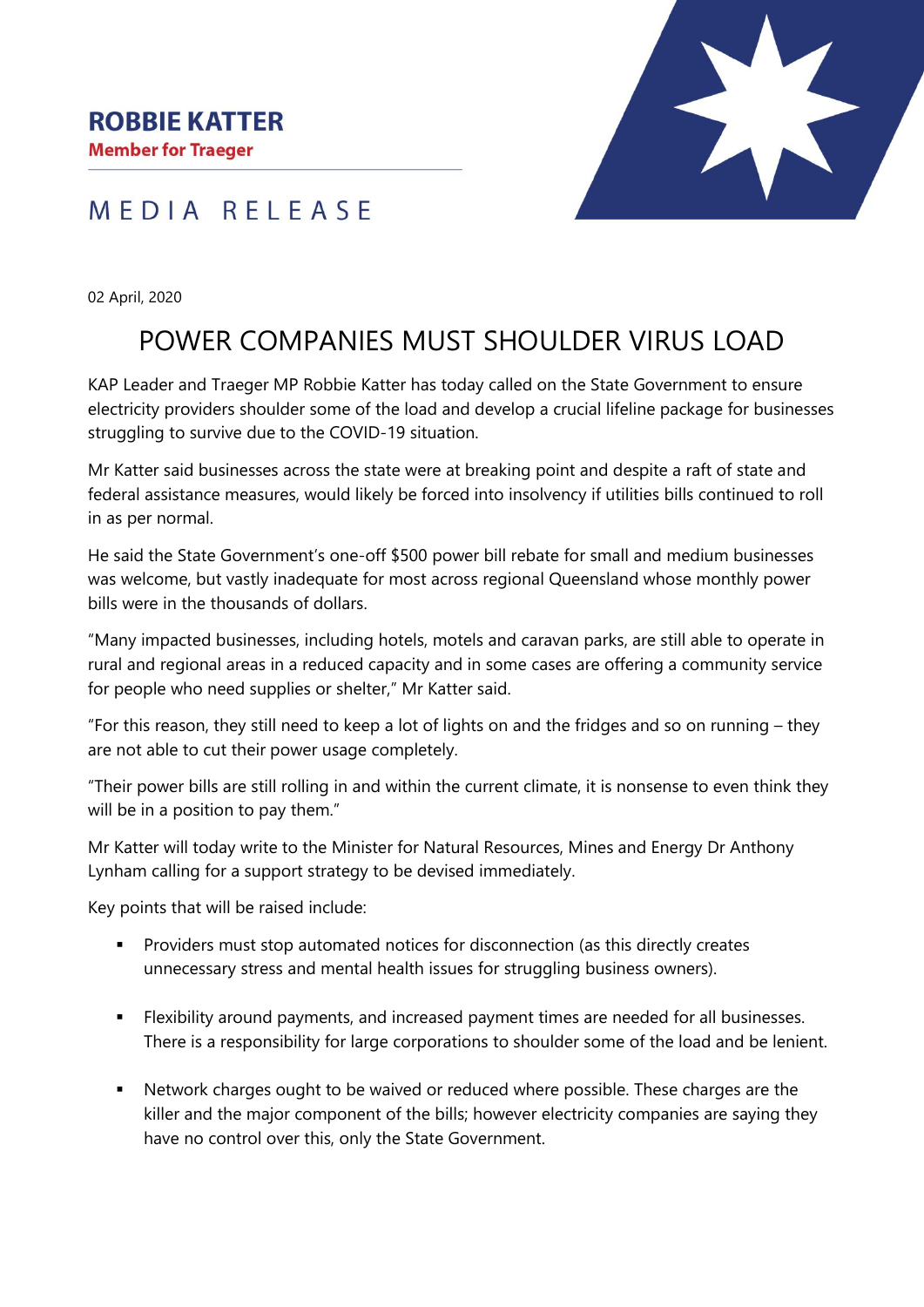**ROBBIE KATTER**
**Member for Traeger**

MEDIA RELEASE

02 April, 2020

# POWER COMPANIES MUST SHOULDER VIRUS LOAD

KAP Leader and Traeger MP Robbie Katter has today called on the State Government to ensure electricity providers shoulder some of the load and develop a crucial lifeline package for businesses struggling to survive due to the COVID-19 situation.

Mr Katter said businesses across the state were at breaking point and despite a raft of state and federal assistance measures, would likely be forced into insolvency if utilities bills continued to roll in as per normal.

He said the State Government's one-off $500 power bill rebate for small and medium businesses was welcome, but vastly inadequate for most across regional Queensland whose monthly power bills were in the thousands of dollars.

"Many impacted businesses, including hotels, motels and caravan parks, are still able to operate in rural and regional areas in a reduced capacity and in some cases are offering a community service for people who need supplies or shelter," Mr Katter said.

"For this reason, they still need to keep a lot of lights on and the fridges and so on running – they are not able to cut their power usage completely.

"Their power bills are still rolling in and within the current climate, it is nonsense to even think they will be in a position to pay them."

Mr Katter will today write to the Minister for Natural Resources, Mines and Energy Dr Anthony Lynham calling for a support strategy to be devised immediately.

Key points that will be raised include:

- Providers must stop automated notices for disconnection (as this directly creates unnecessary stress and mental health issues for struggling business owners).
- Flexibility around payments, and increased payment times are needed for all businesses. There is a responsibility for large corporations to shoulder some of the load and be lenient.
- Network charges ought to be waived or reduced where possible. These charges are the killer and the major component of the bills; however electricity companies are saying they have no control over this, only the State Government.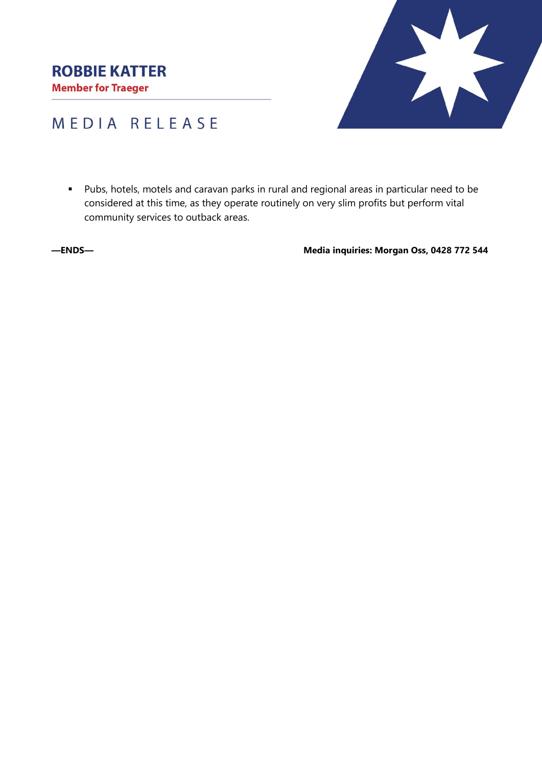# ROBBIE KATTER

**Member for Traeger**

MEDIA RELEASE

- Pubs, hotels, motels and caravan parks in rural and regional areas in particular need to be considered at this time, as they operate routinely on very slim profits but perform vital community services to outback areas.

**—ENDS—**

**Media inquiries: Morgan Oss, 0428 772 544**